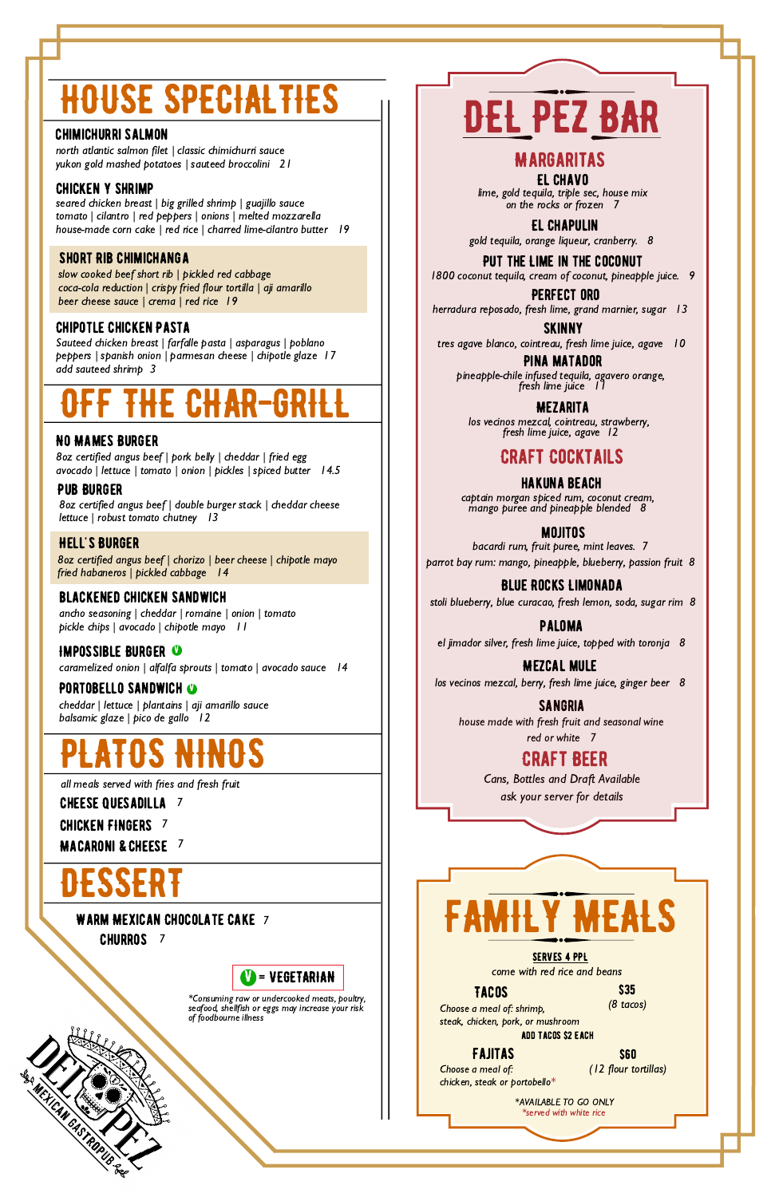# HOUSE SPECIALTIES

### CHIMICHURRI SALMON
*north atlantic salmon filet | classic chimichurri sauce yukon gold mashed potatoes | sauteed broccolini* 21

### CHICKEN Y SHRIMP
*seared chicken breast | big grilled shrimp | guajillo sauce tomato | cilantro | red peppers | onions | melted mozzarella house-made corn cake | red rice | charred lime-cilantro butter* 19

### SHORT RIB CHIMICHANGA
*slow cooked beef short rib | pickled red cabbage coca-cola reduction | crispy fried flour tortilla | aji amarillo beer cheese sauce | crema | red rice* 19

### CHIPOTLE CHICKEN PASTA
*Sauteed chicken breast | farfalle pasta | asparagus | poblano peppers | spanish onion | parmesan cheese | chipotle glaze* 17
*add sauteed shrimp* 3

# OFF THE CHAR-GRILL

### NO MAMES BURGER
*8oz certified angus beef | pork belly | cheddar | fried egg avocado | lettuce | tomato | onion | pickles | spiced butter* 14.5

### PUB BURGER
*8oz certified angus beef | double burger stack | cheddar cheese lettuce | robust tomato chutney* 13

### HELL'S BURGER
*8oz certified angus beef | chorizo | beer cheese | chipotle mayo fried habaneros | pickled cabbage* 14

### BLACKENED CHICKEN SANDWICH
*ancho seasoning | cheddar | romaine | onion | tomato pickle chips | avocado | chipotle mayo* 11

### IMPOSSIBLE BURGER (V)
*caramelized onion | alfalfa sprouts | tomato | avocado sauce* 14

### PORTOBELLO SANDWICH (V)
*cheddar | lettuce | plantains | aji amarillo sauce balsamic glaze | pico de gallo* 12

# PLATOS NINOS

*all meals served with fries and fresh fruit*

- CHEESE QUESADILLA 7
- CHICKEN FINGERS 7
- MACARONI & CHEESE 7

# DESSERT

- WARM MEXICAN CHOCOLATE CAKE 7
- CHURROS 7

(V) = VEGETARIAN

*\*Consuming raw or undercooked meats, poultry, seafood, shellfish or eggs may increase your risk of foodbourne illness*

DEL PEZ MEXICAN GASTROPUB

# DEL PEZ BAR

## MARGARITAS

### EL CHAVO
*lime, gold tequila, triple sec, house mix on the rocks or frozen* 7

### EL CHAPULIN
*gold tequila, orange liqueur, cranberry.* 8

### PUT THE LIME IN THE COCONUT
*1800 coconut tequila, cream of coconut, pineapple juice.* 9

### PERFECT ORO
*herradura reposado, fresh lime, grand marnier, sugar* 13

### SKINNY
*tres agave blanco, cointreau, fresh lime juice, agave* 10

### PINA MATADOR
*pineapple-chile infused tequila, agavero orange, fresh lime juice* 11

### MEZARITA
*los vecinos mezcal, cointreau, strawberry, fresh lime juice, agave* 12

## CRAFT COCKTAILS

### HAKUNA BEACH
*captain morgan spiced rum, coconut cream, mango puree and pineapple blended* 8

### MOJITOS
*bacardi rum, fruit puree, mint leaves.* 7
*parrot bay rum: mango, pineapple, blueberry, passion fruit* 8

### BLUE ROCKS LIMONADA
*stoli blueberry, blue curacao, fresh lemon, soda, sugar rim* 8

### PALOMA
*el jimador silver, fresh lime juice, topped with toronja* 8

### MEZCAL MULE
*los vecinos mezcal, berry, fresh lime juice, ginger beer* 8

### SANGRIA
*house made with fresh fruit and seasonal wine red or white* 7

## CRAFT BEER
*Cans, Bottles and Draft Available ask your server for details*

# FAMILY MEALS

**SERVES 4 PPL**
*come with red rice and beans*

### TACOS — $35
*(8 tacos)*
*Choose a meal of: shrimp, steak, chicken, pork, or mushroom*
ADD TACOS $2 EACH

### FAJITAS — $60
*(12 flour tortillas)*
*Choose a meal of: chicken, steak or portobello\**

*\*AVAILABLE TO GO ONLY*
*\*served with white rice*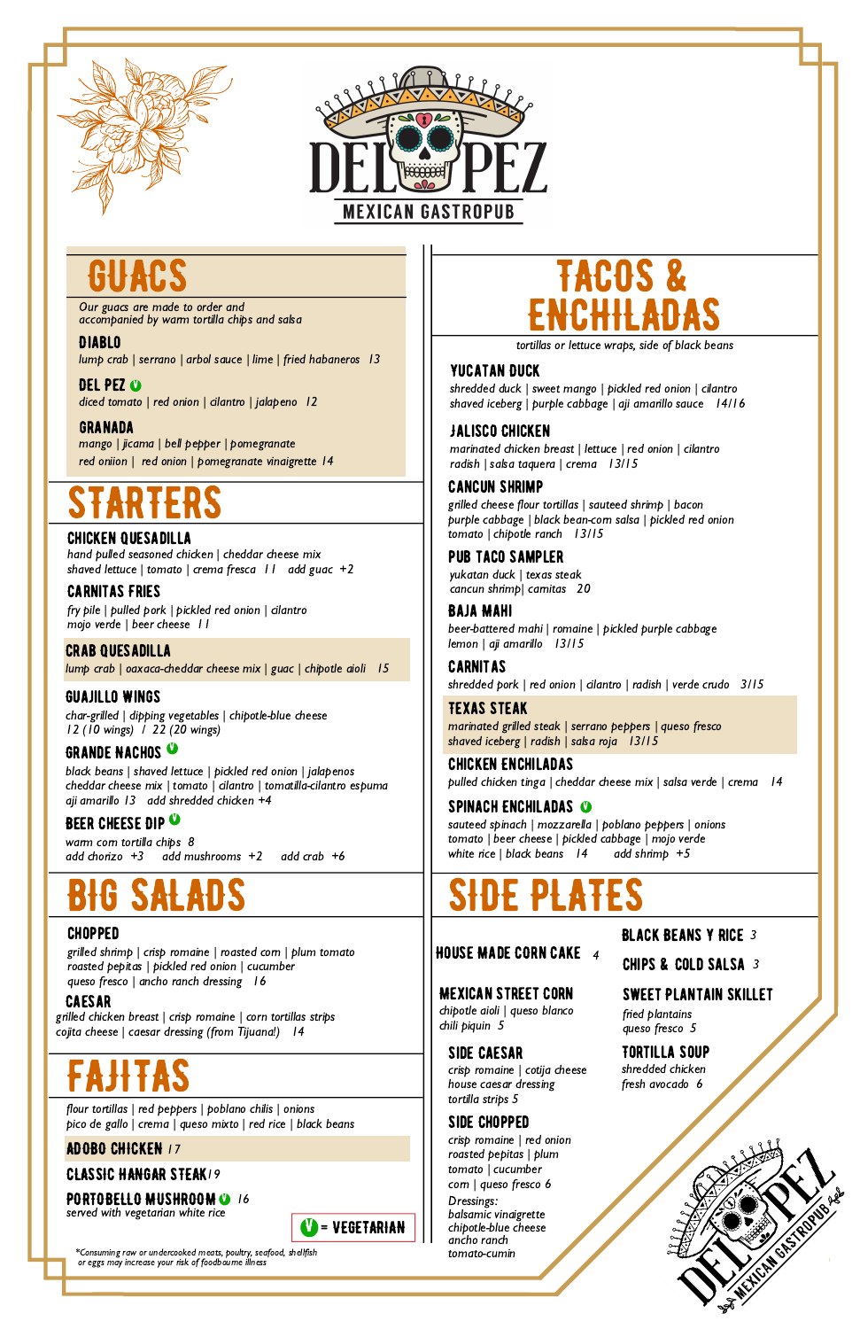# DEL PEZ

MEXICAN GASTROPUB

## GUACS

*Our guacs are made to order and accompanied by warm tortilla chips and salsa*

### DIABLO

lump crab | serrano | arbol sauce | lime | fried habaneros 13

### DEL PEZ (V)

diced tomato | red onion | cilantro | jalapeno 12

### GRANADA

mango | jicama | bell pepper | pomegranate
red oniion | red onion | pomegranate vinaigrette 14

## STARTERS

### CHICKEN QUESADILLA

hand pulled seasoned chicken | cheddar cheese mix
shaved lettuce | tomato | crema fresca 11 add guac +2

### CARNITAS FRIES

fry pile | pulled pork | pickled red onion | cilantro
mojo verde | beer cheese 11

### CRAB QUESADILLA

lump crab | oaxaca-cheddar cheese mix | guac | chipotle aioli 15

### GUAJILLO WINGS

char-grilled | dipping vegetables | chipotle-blue cheese
12 (10 wings) / 22 (20 wings)

### GRANDE NACHOS (V)

black beans | shaved lettuce | pickled red onion | jalapenos
cheddar cheese mix | tomato | cilantro | tomatilla-cilantro espuma
aji amarillo 13 add shredded chicken +4

### BEER CHEESE DIP (V)

warm corn tortilla chips 8
add chorizo +3 add mushrooms +2 add crab +6

## BIG SALADS

### CHOPPED

grilled shrimp | crisp romaine | roasted corn | plum tomato
roasted pepitas | pickled red onion | cucumber
queso fresco | ancho ranch dressing 16

### CAESAR

grilled chicken breast | crisp romaine | corn tortillas strips
cojita cheese | caesar dressing (from Tijuana!) 14

## FAJITAS

flour tortillas | red peppers | poblano chilis | onions
pico de gallo | crema | queso mixto | red rice | black beans

### ADOBO CHICKEN 17

### CLASSIC HANGAR STEAK 19

### PORTOBELLO MUSHROOM (V) 16

served with vegetarian white rice

(V) = VEGETARIAN

*Consuming raw or undercooked meats, poultry, seafood, shellfish or eggs may increase your risk of foodborne illness

## TACOS & ENCHILADAS

*tortillas or lettuce wraps, side of black beans*

### YUCATAN DUCK

shredded duck | sweet mango | pickled red onion | cilantro
shaved iceberg | purple cabbage | aji amarillo sauce 14/16

### JALISCO CHICKEN

marinated chicken breast | lettuce | red onion | cilantro
radish | salsa taquera | crema 13/15

### CANCUN SHRIMP

grilled cheese flour tortillas | sauteed shrimp | bacon
purple cabbage | black bean-corn salsa | pickled red onion
tomato | chipotle ranch 13/15

### PUB TACO SAMPLER

yukatan duck | texas steak
cancun shrimp| carnitas 20

### BAJA MAHI

beer-battered mahi | romaine | pickled purple cabbage
lemon | aji amarillo 13/15

### CARNITAS

shredded pork | red onion | cilantro | radish | verde crudo 3/15

### TEXAS STEAK

marinated grilled steak | serrano peppers | queso fresco
shaved iceberg | radish | salsa roja 13/15

### CHICKEN ENCHILADAS

pulled chicken tinga | cheddar cheese mix | salsa verde | crema 14

### SPINACH ENCHILADAS (V)

sauteed spinach | mozzarella | poblano peppers | onions
tomato | beer cheese | pickled cabbage | mojo verde
white rice | black beans 14 add shrimp +5

## SIDE PLATES

### HOUSE MADE CORN CAKE 4

### MEXICAN STREET CORN

chipotle aioli | queso blanco
chili piquin 5

### SIDE CAESAR

crisp romaine | cotija cheese
house caesar dressing
tortilla strips 5

### SIDE CHOPPED

crisp romaine | red onion
roasted pepitas | plum
tomato | cucumber
corn | queso fresco 6

Dressings:
balsamic vinaigrette
chipotle-blue cheese
ancho ranch
tomato-cumin

### BLACK BEANS Y RICE 3

### CHIPS & COLD SALSA 3

### SWEET PLANTAIN SKILLET

fried plantains
queso fresco 5

### TORTILLA SOUP

shredded chicken
fresh avocado 6